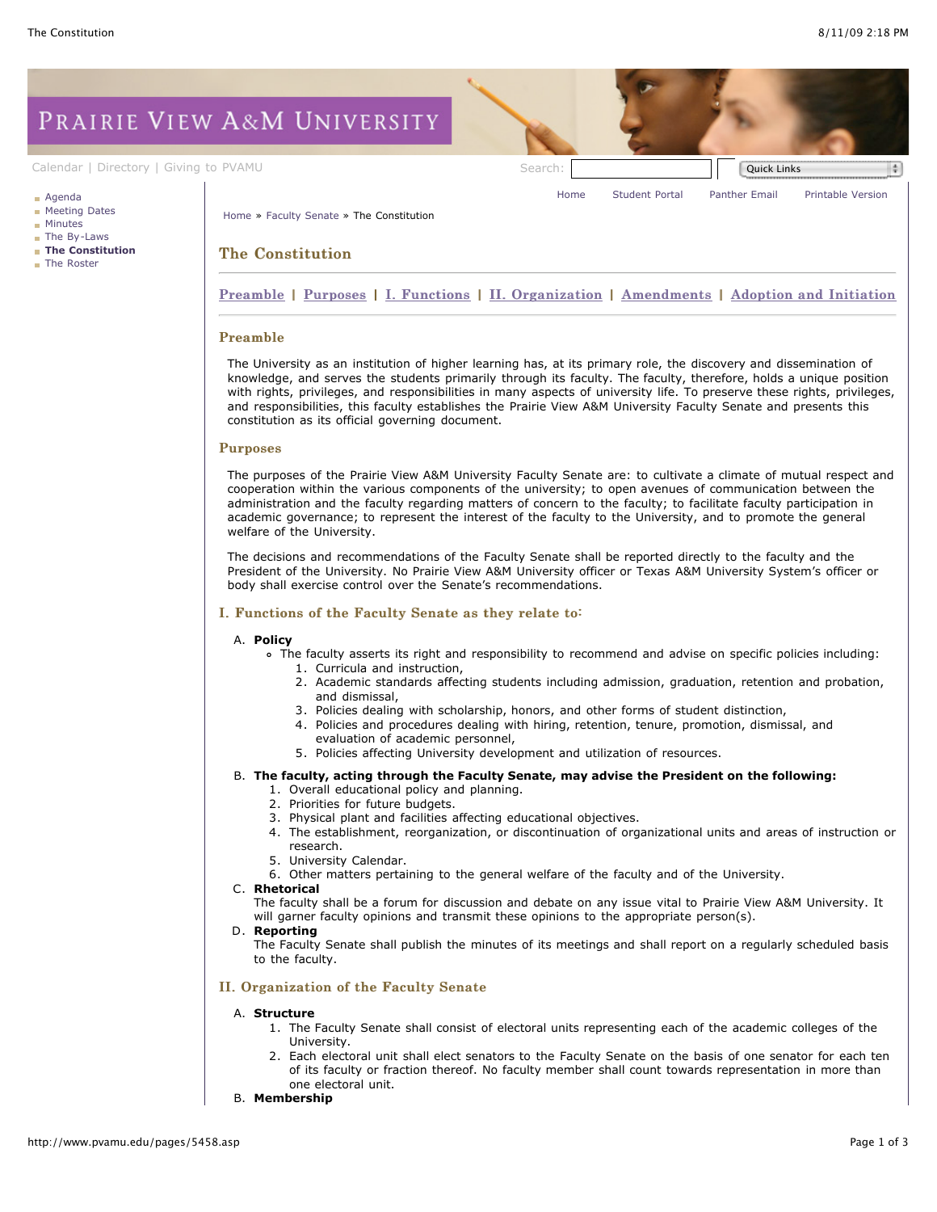# The Constitution

Preamble | Purposes | I. Functions | II. Organization | Amendments | Adoption and Initiation

## Preamble

The University as an institution of higher learning has, at its primary role, the discovery and dissemination of knowledge, and serves the students primarily through its faculty. The faculty, therefore, holds a unique position with rights, privileges, and responsibilities in many aspects of university life. To preserve these rights, privileges, and responsibilities, this faculty establishes the Prairie View A&M University Faculty Senate and presents this constitution as its official governing document.

## Purposes

The purposes of the Prairie View A&M University Faculty Senate are: to cultivate a climate of mutual respect and cooperation within the various components of the university; to open avenues of communication between the administration and the faculty regarding matters of concern to the faculty; to facilitate faculty participation in academic governance; to represent the interest of the faculty to the University, and to promote the general welfare of the University.

The decisions and recommendations of the Faculty Senate shall be reported directly to the faculty and the President of the University. No Prairie View A&M University officer or Texas A&M University System's officer or body shall exercise control over the Senate's recommendations.

## I. Functions of the Faculty Senate as they relate to:

A. **Policy**
- The faculty asserts its right and responsibility to recommend and advise on specific policies including:
  1. Curricula and instruction,
  2. Academic standards affecting students including admission, graduation, retention and probation, and dismissal,
  3. Policies dealing with scholarship, honors, and other forms of student distinction,
  4. Policies and procedures dealing with hiring, retention, tenure, promotion, dismissal, and evaluation of academic personnel,
  5. Policies affecting University development and utilization of resources.

B. **The faculty, acting through the Faculty Senate, may advise the President on the following:**
1. Overall educational policy and planning.
2. Priorities for future budgets.
3. Physical plant and facilities affecting educational objectives.
4. The establishment, reorganization, or discontinuation of organizational units and areas of instruction or research.
5. University Calendar.
6. Other matters pertaining to the general welfare of the faculty and of the University.

C. **Rhetorical**
The faculty shall be a forum for discussion and debate on any issue vital to Prairie View A&M University. It will garner faculty opinions and transmit these opinions to the appropriate person(s).

D. **Reporting**
The Faculty Senate shall publish the minutes of its meetings and shall report on a regularly scheduled basis to the faculty.

## II. Organization of the Faculty Senate

A. **Structure**
1. The Faculty Senate shall consist of electoral units representing each of the academic colleges of the University.
2. Each electoral unit shall elect senators to the Faculty Senate on the basis of one senator for each ten of its faculty or fraction thereof. No faculty member shall count towards representation in more than one electoral unit.

B. **Membership**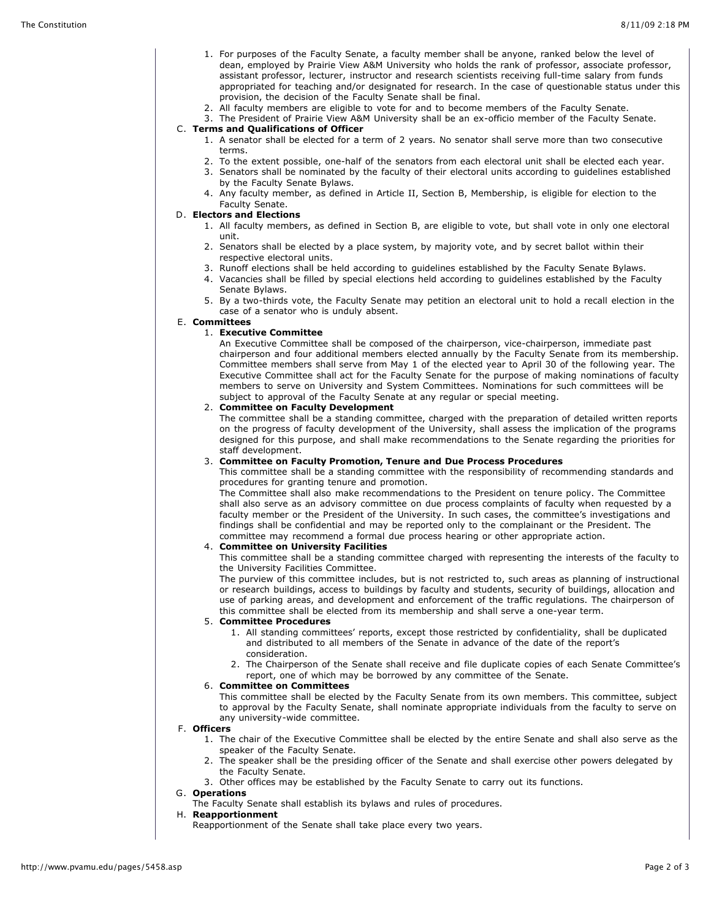1. For purposes of the Faculty Senate, a faculty member shall be anyone, ranked below the level of dean, employed by Prairie View A&M University who holds the rank of professor, associate professor, assistant professor, lecturer, instructor and research scientists receiving full-time salary from funds appropriated for teaching and/or designated for research. In the case of questionable status under this provision, the decision of the Faculty Senate shall be final.
2. All faculty members are eligible to vote for and to become members of the Faculty Senate.
3. The President of Prairie View A&M University shall be an ex-officio member of the Faculty Senate.

C. **Terms and Qualifications of Officer**

1. A senator shall be elected for a term of 2 years. No senator shall serve more than two consecutive terms.
2. To the extent possible, one-half of the senators from each electoral unit shall be elected each year.
3. Senators shall be nominated by the faculty of their electoral units according to guidelines established by the Faculty Senate Bylaws.
4. Any faculty member, as defined in Article II, Section B, Membership, is eligible for election to the Faculty Senate.

D. **Electors and Elections**

1. All faculty members, as defined in Section B, are eligible to vote, but shall vote in only one electoral unit.
2. Senators shall be elected by a place system, by majority vote, and by secret ballot within their respective electoral units.
3. Runoff elections shall be held according to guidelines established by the Faculty Senate Bylaws.
4. Vacancies shall be filled by special elections held according to guidelines established by the Faculty Senate Bylaws.
5. By a two-thirds vote, the Faculty Senate may petition an electoral unit to hold a recall election in the case of a senator who is unduly absent.

E. **Committees**

1. **Executive Committee**
   An Executive Committee shall be composed of the chairperson, vice-chairperson, immediate past chairperson and four additional members elected annually by the Faculty Senate from its membership. Committee members shall serve from May 1 of the elected year to April 30 of the following year. The Executive Committee shall act for the Faculty Senate for the purpose of making nominations of faculty members to serve on University and System Committees. Nominations for such committees will be subject to approval of the Faculty Senate at any regular or special meeting.
2. **Committee on Faculty Development**
   The committee shall be a standing committee, charged with the preparation of detailed written reports on the progress of faculty development of the University, shall assess the implication of the programs designed for this purpose, and shall make recommendations to the Senate regarding the priorities for staff development.
3. **Committee on Faculty Promotion, Tenure and Due Process Procedures**
   This committee shall be a standing committee with the responsibility of recommending standards and procedures for granting tenure and promotion.
   The Committee shall also make recommendations to the President on tenure policy. The Committee shall also serve as an advisory committee on due process complaints of faculty when requested by a faculty member or the President of the University. In such cases, the committee's investigations and findings shall be confidential and may be reported only to the complainant or the President. The committee may recommend a formal due process hearing or other appropriate action.
4. **Committee on University Facilities**
   This committee shall be a standing committee charged with representing the interests of the faculty to the University Facilities Committee.
   The purview of this committee includes, but is not restricted to, such areas as planning of instructional or research buildings, access to buildings by faculty and students, security of buildings, allocation and use of parking areas, and development and enforcement of the traffic regulations. The chairperson of this committee shall be elected from its membership and shall serve a one-year term.
5. **Committee Procedures**
   1. All standing committees' reports, except those restricted by confidentiality, shall be duplicated and distributed to all members of the Senate in advance of the date of the report's consideration.
   2. The Chairperson of the Senate shall receive and file duplicate copies of each Senate Committee's report, one of which may be borrowed by any committee of the Senate.
6. **Committee on Committees**
   This committee shall be elected by the Faculty Senate from its own members. This committee, subject to approval by the Faculty Senate, shall nominate appropriate individuals from the faculty to serve on any university-wide committee.

F. **Officers**

1. The chair of the Executive Committee shall be elected by the entire Senate and shall also serve as the speaker of the Faculty Senate.
2. The speaker shall be the presiding officer of the Senate and shall exercise other powers delegated by the Faculty Senate.
3. Other offices may be established by the Faculty Senate to carry out its functions.

G. **Operations**

The Faculty Senate shall establish its bylaws and rules of procedures.

H. **Reapportionment**

Reapportionment of the Senate shall take place every two years.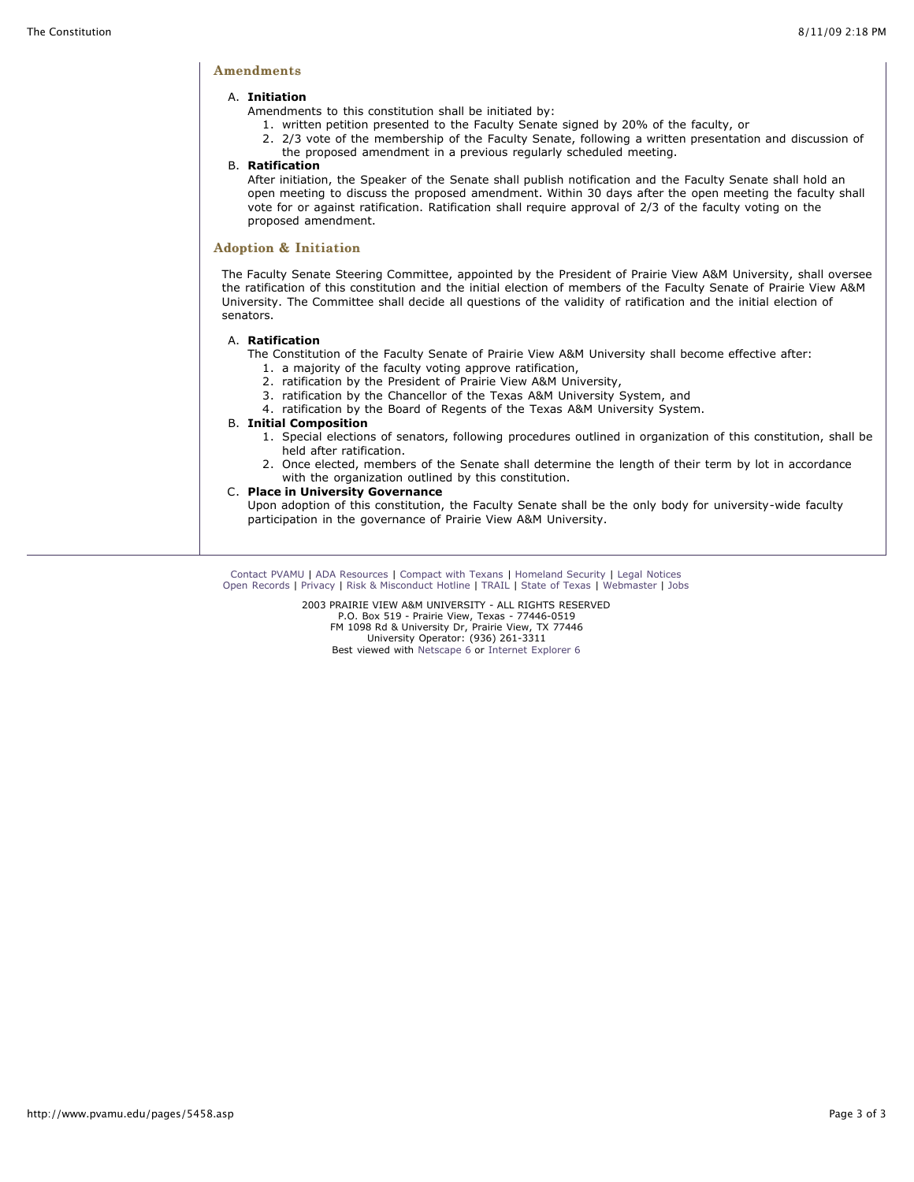## Amendments

A. **Initiation**

Amendments to this constitution shall be initiated by:

1. written petition presented to the Faculty Senate signed by 20% of the faculty, or
2. 2/3 vote of the membership of the Faculty Senate, following a written presentation and discussion of the proposed amendment in a previous regularly scheduled meeting.

B. **Ratification**

After initiation, the Speaker of the Senate shall publish notification and the Faculty Senate shall hold an open meeting to discuss the proposed amendment. Within 30 days after the open meeting the faculty shall vote for or against ratification. Ratification shall require approval of 2/3 of the faculty voting on the proposed amendment.

## Adoption & Initiation

The Faculty Senate Steering Committee, appointed by the President of Prairie View A&M University, shall oversee the ratification of this constitution and the initial election of members of the Faculty Senate of Prairie View A&M University. The Committee shall decide all questions of the validity of ratification and the initial election of senators.

A. **Ratification**

The Constitution of the Faculty Senate of Prairie View A&M University shall become effective after:

1. a majority of the faculty voting approve ratification,
2. ratification by the President of Prairie View A&M University,
3. ratification by the Chancellor of the Texas A&M University System, and
4. ratification by the Board of Regents of the Texas A&M University System.

B. **Initial Composition**

1. Special elections of senators, following procedures outlined in organization of this constitution, shall be held after ratification.
2. Once elected, members of the Senate shall determine the length of their term by lot in accordance with the organization outlined by this constitution.

C. **Place in University Governance**

Upon adoption of this constitution, the Faculty Senate shall be the only body for university-wide faculty participation in the governance of Prairie View A&M University.

Contact PVAMU | ADA Resources | Compact with Texans | Homeland Security | Legal Notices
Open Records | Privacy | Risk & Misconduct Hotline | TRAIL | State of Texas | Webmaster | Jobs

2003 PRAIRIE VIEW A&M UNIVERSITY - ALL RIGHTS RESERVED
P.O. Box 519 - Prairie View, Texas - 77446-0519
FM 1098 Rd & University Dr, Prairie View, TX 77446
University Operator: (936) 261-3311
Best viewed with Netscape 6 or Internet Explorer 6